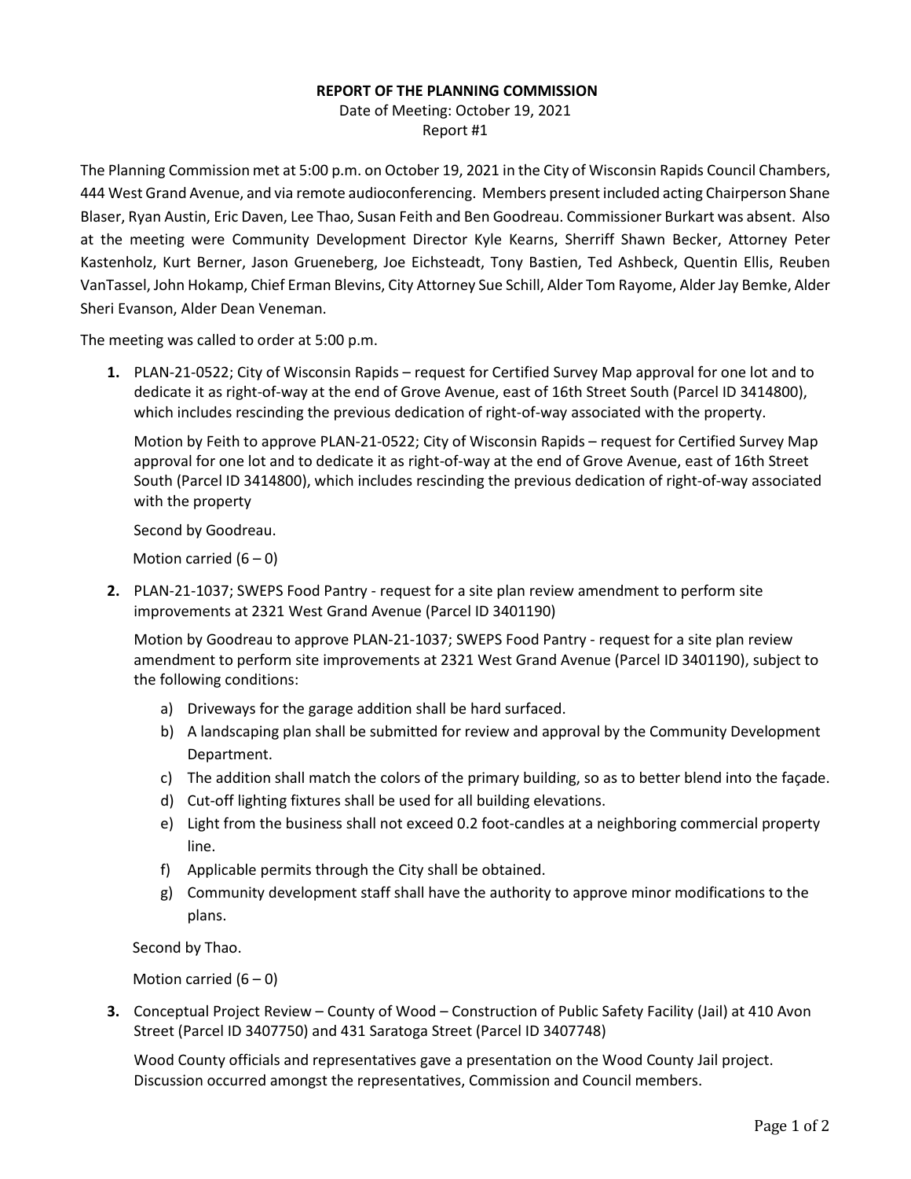**REPORT OF THE PLANNING COMMISSION**

Date of Meeting: October 19, 2021

Report #1

The Planning Commission met at 5:00 p.m. on October 19, 2021 in the City of Wisconsin Rapids Council Chambers, 444 West Grand Avenue, and via remote audioconferencing. Members present included acting Chairperson Shane Blaser, Ryan Austin, Eric Daven, Lee Thao, Susan Feith and Ben Goodreau. Commissioner Burkart was absent. Also at the meeting were Community Development Director Kyle Kearns, Sherriff Shawn Becker, Attorney Peter Kastenholz, Kurt Berner, Jason Grueneberg, Joe Eichsteadt, Tony Bastien, Ted Ashbeck, Quentin Ellis, Reuben VanTassel, John Hokamp, Chief Erman Blevins, City Attorney Sue Schill, Alder Tom Rayome, Alder Jay Bemke, Alder Sheri Evanson, Alder Dean Veneman.

The meeting was called to order at 5:00 p.m.

1. PLAN-21-0522; City of Wisconsin Rapids – request for Certified Survey Map approval for one lot and to dedicate it as right-of-way at the end of Grove Avenue, east of 16th Street South (Parcel ID 3414800), which includes rescinding the previous dedication of right-of-way associated with the property.

   Motion by Feith to approve PLAN-21-0522; City of Wisconsin Rapids – request for Certified Survey Map approval for one lot and to dedicate it as right-of-way at the end of Grove Avenue, east of 16th Street South (Parcel ID 3414800), which includes rescinding the previous dedication of right-of-way associated with the property

   Second by Goodreau.

   Motion carried (6 – 0)

2. PLAN-21-1037; SWEPS Food Pantry - request for a site plan review amendment to perform site improvements at 2321 West Grand Avenue (Parcel ID 3401190)

   Motion by Goodreau to approve PLAN-21-1037; SWEPS Food Pantry - request for a site plan review amendment to perform site improvements at 2321 West Grand Avenue (Parcel ID 3401190), subject to the following conditions:

   a) Driveways for the garage addition shall be hard surfaced.
   b) A landscaping plan shall be submitted for review and approval by the Community Development Department.
   c) The addition shall match the colors of the primary building, so as to better blend into the façade.
   d) Cut-off lighting fixtures shall be used for all building elevations.
   e) Light from the business shall not exceed 0.2 foot-candles at a neighboring commercial property line.
   f) Applicable permits through the City shall be obtained.
   g) Community development staff shall have the authority to approve minor modifications to the plans.

   Second by Thao.

   Motion carried (6 – 0)

3. Conceptual Project Review – County of Wood – Construction of Public Safety Facility (Jail) at 410 Avon Street (Parcel ID 3407750) and 431 Saratoga Street (Parcel ID 3407748)

   Wood County officials and representatives gave a presentation on the Wood County Jail project. Discussion occurred amongst the representatives, Commission and Council members.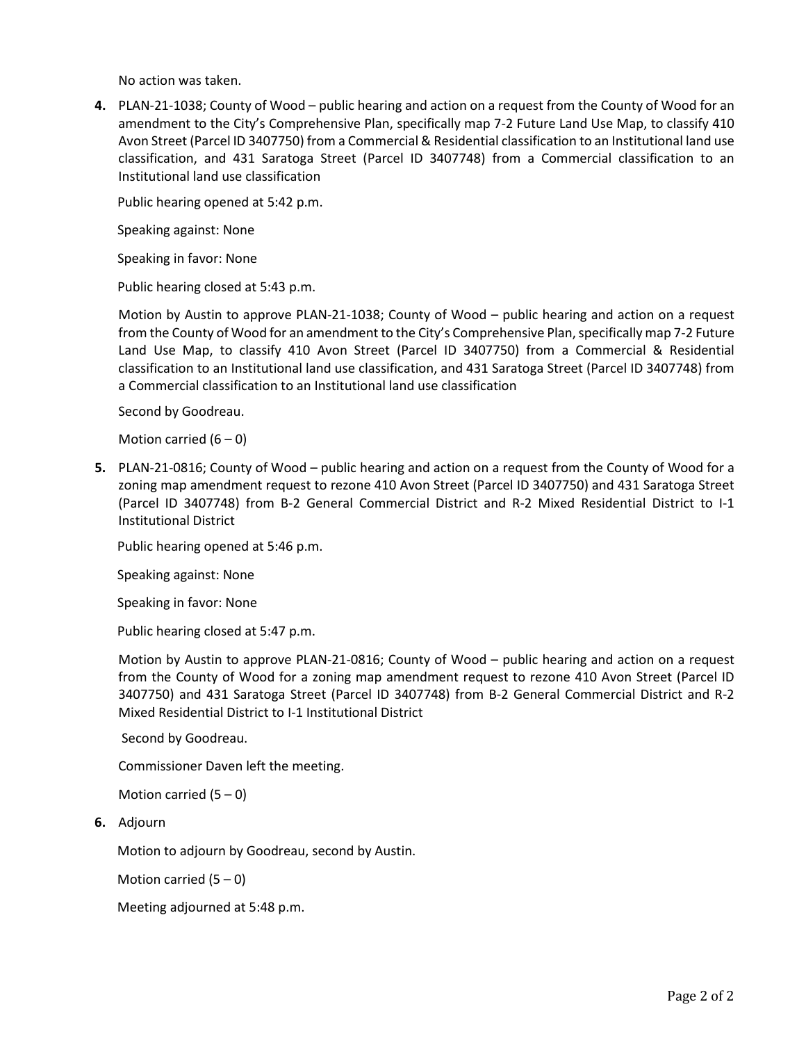No action was taken.

4. PLAN-21-1038; County of Wood – public hearing and action on a request from the County of Wood for an amendment to the City's Comprehensive Plan, specifically map 7-2 Future Land Use Map, to classify 410 Avon Street (Parcel ID 3407750) from a Commercial & Residential classification to an Institutional land use classification, and 431 Saratoga Street (Parcel ID 3407748) from a Commercial classification to an Institutional land use classification

   Public hearing opened at 5:42 p.m.

   Speaking against: None

   Speaking in favor: None

   Public hearing closed at 5:43 p.m.

   Motion by Austin to approve PLAN-21-1038; County of Wood – public hearing and action on a request from the County of Wood for an amendment to the City's Comprehensive Plan, specifically map 7-2 Future Land Use Map, to classify 410 Avon Street (Parcel ID 3407750) from a Commercial & Residential classification to an Institutional land use classification, and 431 Saratoga Street (Parcel ID 3407748) from a Commercial classification to an Institutional land use classification

   Second by Goodreau.

   Motion carried (6 – 0)

5. PLAN-21-0816; County of Wood – public hearing and action on a request from the County of Wood for a zoning map amendment request to rezone 410 Avon Street (Parcel ID 3407750) and 431 Saratoga Street (Parcel ID 3407748) from B-2 General Commercial District and R-2 Mixed Residential District to I-1 Institutional District

   Public hearing opened at 5:46 p.m.

   Speaking against: None

   Speaking in favor: None

   Public hearing closed at 5:47 p.m.

   Motion by Austin to approve PLAN-21-0816; County of Wood – public hearing and action on a request from the County of Wood for a zoning map amendment request to rezone 410 Avon Street (Parcel ID 3407750) and 431 Saratoga Street (Parcel ID 3407748) from B-2 General Commercial District and R-2 Mixed Residential District to I-1 Institutional District

   Second by Goodreau.

   Commissioner Daven left the meeting.

   Motion carried (5 – 0)

6. Adjourn

   Motion to adjourn by Goodreau, second by Austin.

   Motion carried (5 – 0)

   Meeting adjourned at 5:48 p.m.